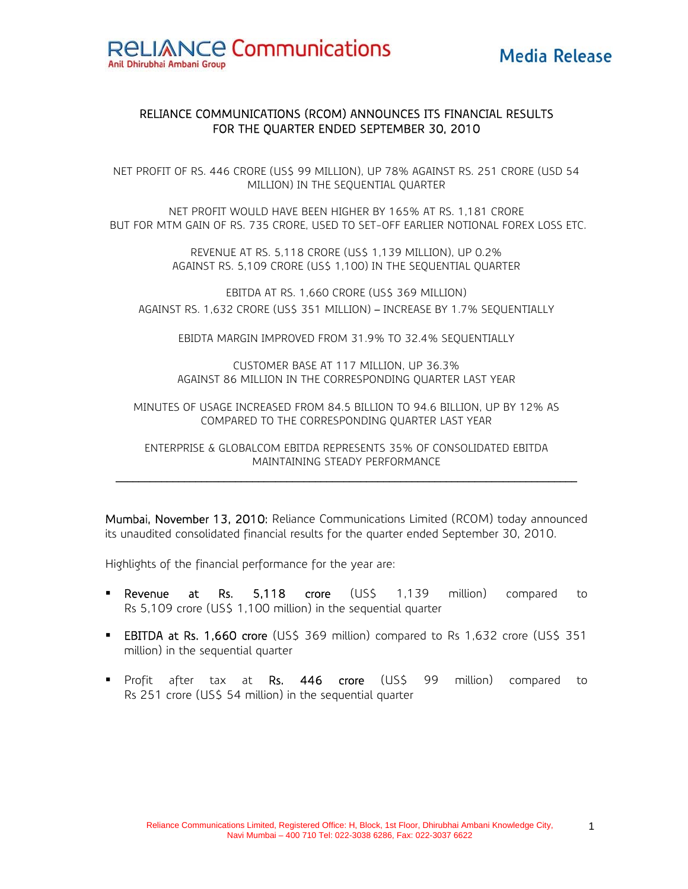Reliance Communications
Anil Dhirubhai Ambani Group

**Media Release**

## RELIANCE COMMUNICATIONS (RCOM) ANNOUNCES ITS FINANCIAL RESULTS FOR THE QUARTER ENDED SEPTEMBER 30, 2010

NET PROFIT OF RS. 446 CRORE (US$ 99 MILLION), UP 78% AGAINST RS. 251 CRORE (USD 54 MILLION) IN THE SEQUENTIAL QUARTER

NET PROFIT WOULD HAVE BEEN HIGHER BY 165% AT RS. 1,181 CRORE BUT FOR MTM GAIN OF RS. 735 CRORE, USED TO SET-OFF EARLIER NOTIONAL FOREX LOSS ETC.

REVENUE AT RS. 5,118 CRORE (US$ 1,139 MILLION), UP 0.2% AGAINST RS. 5,109 CRORE (US$ 1,100) IN THE SEQUENTIAL QUARTER

EBITDA AT RS. 1,660 CRORE (US$ 369 MILLION) AGAINST RS. 1,632 CRORE (US$ 351 MILLION) – INCREASE BY 1.7% SEQUENTIALLY

EBIDTA MARGIN IMPROVED FROM 31.9% TO 32.4% SEQUENTIALLY

CUSTOMER BASE AT 117 MILLION, UP 36.3% AGAINST 86 MILLION IN THE CORRESPONDING QUARTER LAST YEAR

MINUTES OF USAGE INCREASED FROM 84.5 BILLION TO 94.6 BILLION, UP BY 12% AS COMPARED TO THE CORRESPONDING QUARTER LAST YEAR

ENTERPRISE & GLOBALCOM EBITDA REPRESENTS 35% OF CONSOLIDATED EBITDA MAINTAINING STEADY PERFORMANCE

---

**Mumbai, November 13, 2010:** Reliance Communications Limited (RCOM) today announced its unaudited consolidated financial results for the quarter ended September 30, 2010.

Highlights of the financial performance for the year are:

- **Revenue at Rs. 5,118 crore** (US$ 1,139 million) compared to Rs 5,109 crore (US$ 1,100 million) in the sequential quarter
- **EBITDA at Rs. 1,660 crore** (US$ 369 million) compared to Rs 1,632 crore (US$ 351 million) in the sequential quarter
- Profit after tax at **Rs. 446 crore** (US$ 99 million) compared to Rs 251 crore (US$ 54 million) in the sequential quarter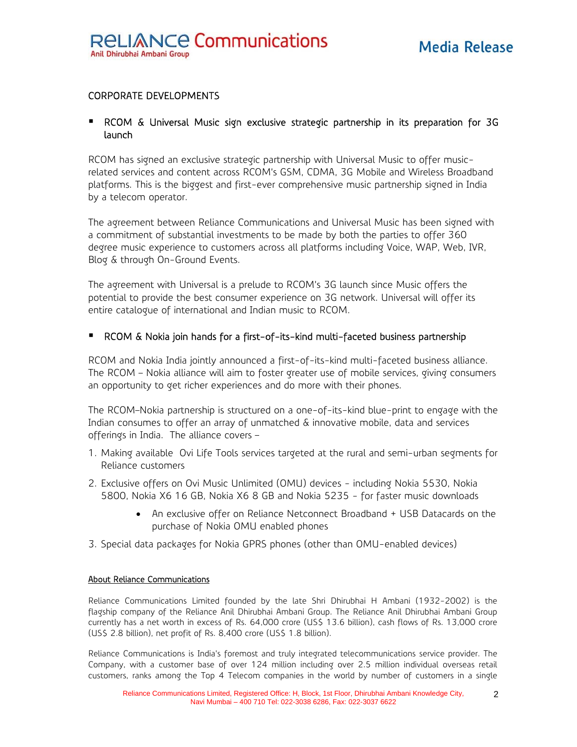## CORPORATE DEVELOPMENTS

- RCOM & Universal Music sign exclusive strategic partnership in its preparation for 3G launch

RCOM has signed an exclusive strategic partnership with Universal Music to offer music-related services and content across RCOM's GSM, CDMA, 3G Mobile and Wireless Broadband platforms. This is the biggest and first-ever comprehensive music partnership signed in India by a telecom operator.

The agreement between Reliance Communications and Universal Music has been signed with a commitment of substantial investments to be made by both the parties to offer 360 degree music experience to customers across all platforms including Voice, WAP, Web, IVR, Blog & through On-Ground Events.

The agreement with Universal is a prelude to RCOM's 3G launch since Music offers the potential to provide the best consumer experience on 3G network. Universal will offer its entire catalogue of international and Indian music to RCOM.

- RCOM & Nokia join hands for a first-of-its-kind multi-faceted business partnership

RCOM and Nokia India jointly announced a first-of-its-kind multi-faceted business alliance. The RCOM – Nokia alliance will aim to foster greater use of mobile services, giving consumers an opportunity to get richer experiences and do more with their phones.

The RCOM–Nokia partnership is structured on a one-of-its-kind blue-print to engage with the Indian consumes to offer an array of unmatched & innovative mobile, data and services offerings in India. The alliance covers –

1. Making available Ovi Life Tools services targeted at the rural and semi-urban segments for Reliance customers
2. Exclusive offers on Ovi Music Unlimited (OMU) devices - including Nokia 5530, Nokia 5800, Nokia X6 16 GB, Nokia X6 8 GB and Nokia 5235 - for faster music downloads
    - An exclusive offer on Reliance Netconnect Broadband + USB Datacards on the purchase of Nokia OMU enabled phones
3. Special data packages for Nokia GPRS phones (other than OMU-enabled devices)

#### About Reliance Communications

Reliance Communications Limited founded by the late Shri Dhirubhai H Ambani (1932-2002) is the flagship company of the Reliance Anil Dhirubhai Ambani Group. The Reliance Anil Dhirubhai Ambani Group currently has a net worth in excess of Rs. 64,000 crore (US$ 13.6 billion), cash flows of Rs. 13,000 crore (US$ 2.8 billion), net profit of Rs. 8,400 crore (US$ 1.8 billion).

Reliance Communications is India's foremost and truly integrated telecommunications service provider. The Company, with a customer base of over 124 million including over 2.5 million individual overseas retail customers, ranks among the Top 4 Telecom companies in the world by number of customers in a single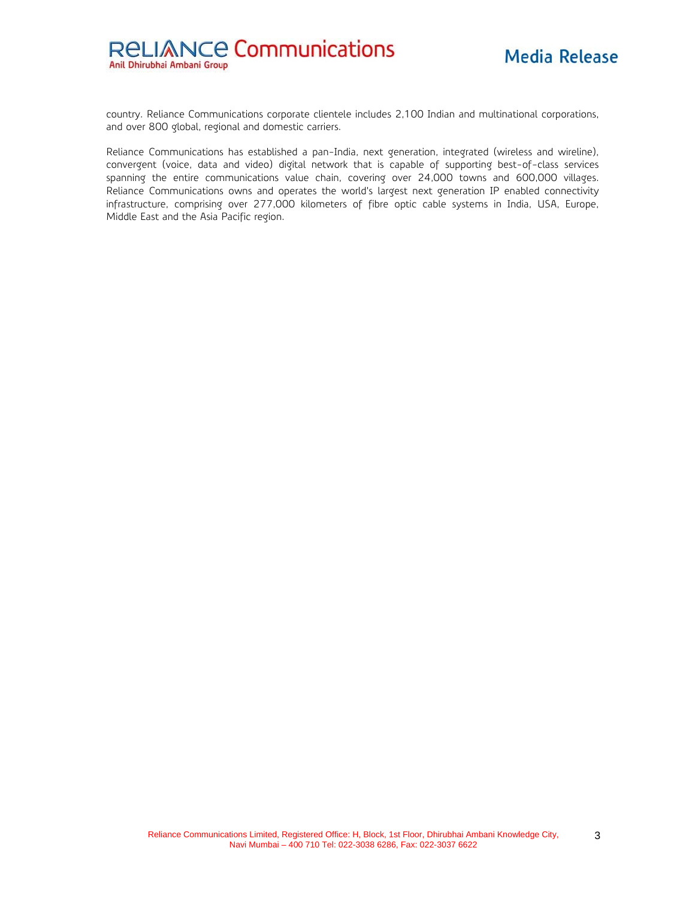country. Reliance Communications corporate clientele includes 2,100 Indian and multinational corporations, and over 800 global, regional and domestic carriers.

Reliance Communications has established a pan-India, next generation, integrated (wireless and wireline), convergent (voice, data and video) digital network that is capable of supporting best-of-class services spanning the entire communications value chain, covering over 24,000 towns and 600,000 villages. Reliance Communications owns and operates the world's largest next generation IP enabled connectivity infrastructure, comprising over 277,000 kilometers of fibre optic cable systems in India, USA, Europe, Middle East and the Asia Pacific region.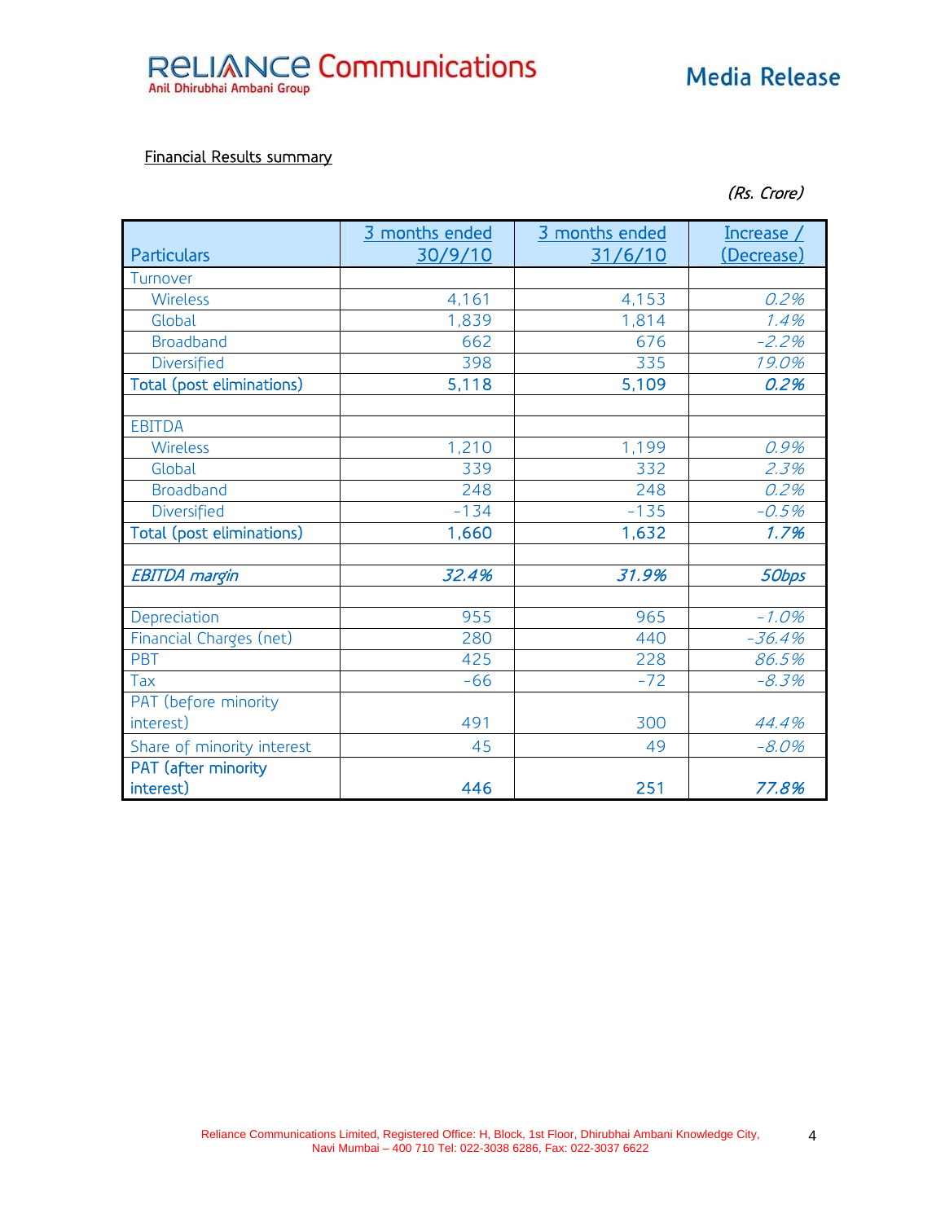Financial Results summary

*(Rs. Crore)*

| Particulars | 3 months ended 30/9/10 | 3 months ended 31/6/10 | Increase / (Decrease) |
|---|---|---|---|
| Turnover | | | |
| Wireless | 4,161 | 4,153 | *0.2%* |
| Global | 1,839 | 1,814 | *1.4%* |
| Broadband | 662 | 676 | *-2.2%* |
| Diversified | 398 | 335 | *19.0%* |
| **Total (post eliminations)** | **5,118** | **5,109** | ***0.2%*** |
| | | | |
| EBITDA | | | |
| Wireless | 1,210 | 1,199 | *0.9%* |
| Global | 339 | 332 | *2.3%* |
| Broadband | 248 | 248 | *0.2%* |
| Diversified | -134 | -135 | *-0.5%* |
| **Total (post eliminations)** | **1,660** | **1,632** | ***1.7%*** |
| | | | |
| *EBITDA margin* | *32.4%* | *31.9%* | *50bps* |
| | | | |
| Depreciation | 955 | 965 | *-1.0%* |
| Financial Charges (net) | 280 | 440 | *-36.4%* |
| PBT | 425 | 228 | *86.5%* |
| Tax | -66 | -72 | *-8.3%* |
| PAT (before minority interest) | 491 | 300 | *44.4%* |
| Share of minority interest | 45 | 49 | *-8.0%* |
| **PAT (after minority interest)** | **446** | **251** | ***77.8%*** |

Reliance Communications Limited, Registered Office: H, Block, 1st Floor, Dhirubhai Ambani Knowledge City, Navi Mumbai – 400 710 Tel: 022-3038 6286, Fax: 022-3037 6622